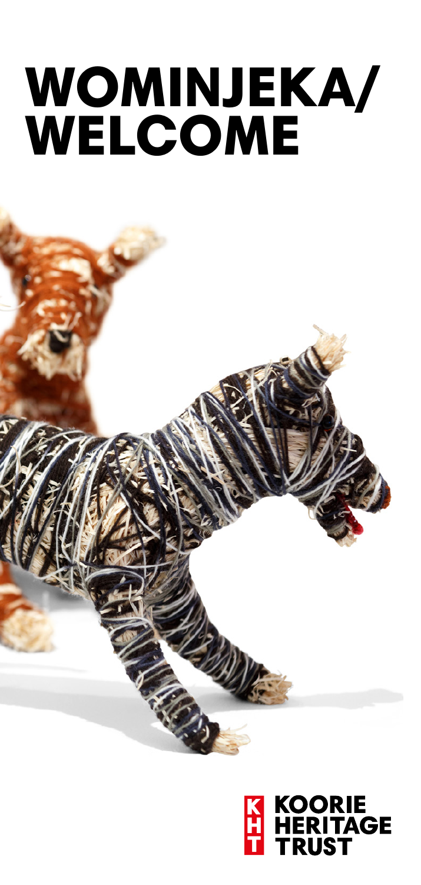# WOMINJEKA/ WELCOME

KOORIE HERITAGE TRUST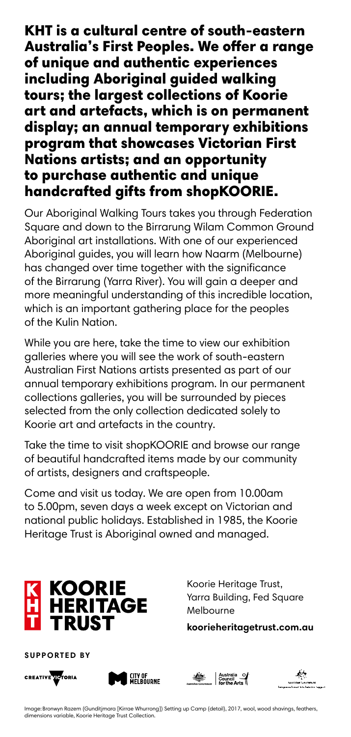# KHT is a cultural centre of south-eastern Australia's First Peoples. We offer a range of unique and authentic experiences including Aboriginal guided walking tours; the largest collections of Koorie art and artefacts, which is on permanent display; an annual temporary exhibitions program that showcases Victorian First Nations artists; and an opportunity to purchase authentic and unique handcrafted gifts from shopKOORIE.

Our Aboriginal Walking Tours takes you through Federation Square and down to the Birrarung Wilam Common Ground Aboriginal art installations. With one of our experienced Aboriginal guides, you will learn how Naarm (Melbourne) has changed over time together with the significance of the Birrarung (Yarra River). You will gain a deeper and more meaningful understanding of this incredible location, which is an important gathering place for the peoples of the Kulin Nation.

While you are here, take the time to view our exhibition galleries where you will see the work of south-eastern Australian First Nations artists presented as part of our annual temporary exhibitions program. In our permanent collections galleries, you will be surrounded by pieces selected from the only collection dedicated solely to Koorie art and artefacts in the country.

Take the time to visit shopKOORIE and browse our range of beautiful handcrafted items made by our community of artists, designers and craftspeople.

Come and visit us today. We are open from 10.00am to 5.00pm, seven days a week except on Victorian and national public holidays. Established in 1985, the Koorie Heritage Trust is Aboriginal owned and managed.

KOORIE HERITAGE TRUST

Koorie Heritage Trust,
Yarra Building, Fed Square
Melbourne

**koorieheritagetrust.com.au**

**SUPPORTED BY**

CREATIVE VICTORIA | CITY OF MELBOURNE | Australian Government | Australia Council for the Arts | Australian Government Indigenous Visual Arts Industry Support

Image: Bronwyn Razem (Gunditjmara [Kirrae Whurrong]) Setting up Camp (detail), 2017, wool, wood shavings, feathers, dimensions variable, Koorie Heritage Trust Collection.